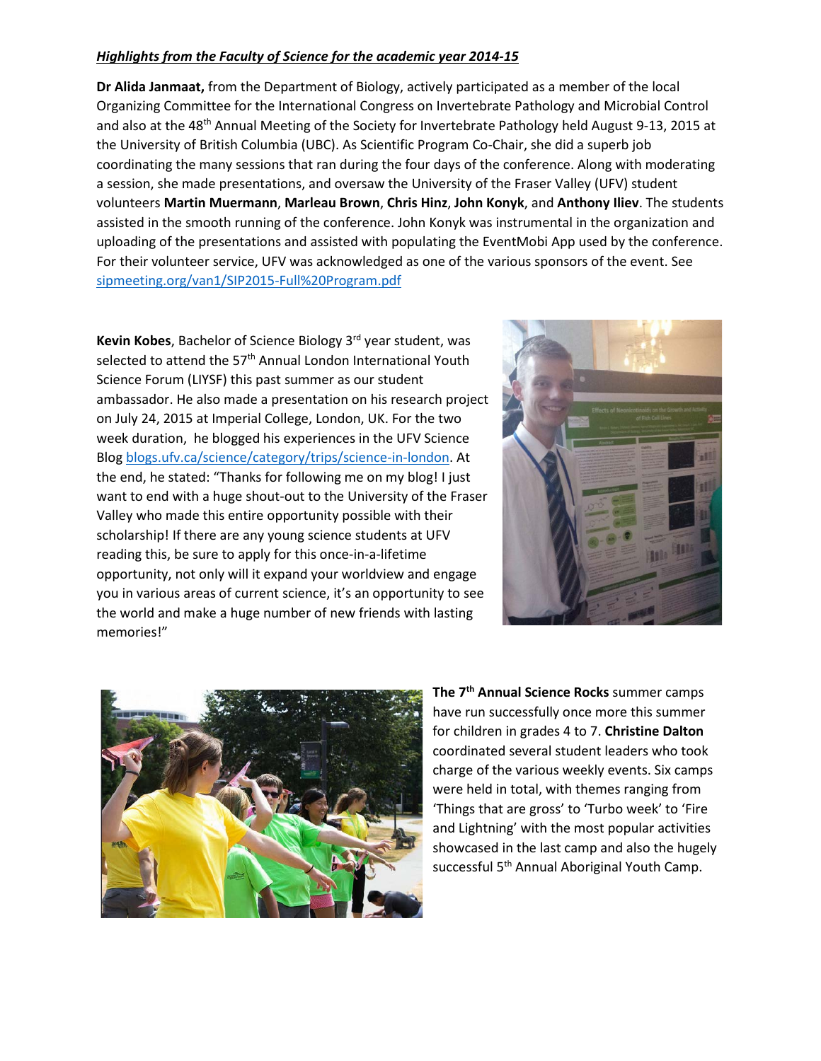***Highlights from the Faculty of Science for the academic year 2014-15***

**Dr Alida Janmaat,** from the Department of Biology, actively participated as a member of the local Organizing Committee for the International Congress on Invertebrate Pathology and Microbial Control and also at the 48th Annual Meeting of the Society for Invertebrate Pathology held August 9-13, 2015 at the University of British Columbia (UBC). As Scientific Program Co-Chair, she did a superb job coordinating the many sessions that ran during the four days of the conference. Along with moderating a session, she made presentations, and oversaw the University of the Fraser Valley (UFV) student volunteers **Martin Muermann**, **Marleau Brown**, **Chris Hinz**, **John Konyk**, and **Anthony Iliev**. The students assisted in the smooth running of the conference. John Konyk was instrumental in the organization and uploading of the presentations and assisted with populating the EventMobi App used by the conference. For their volunteer service, UFV was acknowledged as one of the various sponsors of the event. See sipmeeting.org/van1/SIP2015-Full%20Program.pdf

**Kevin Kobes**, Bachelor of Science Biology 3rd year student, was selected to attend the 57th Annual London International Youth Science Forum (LIYSF) this past summer as our student ambassador. He also made a presentation on his research project on July 24, 2015 at Imperial College, London, UK. For the two week duration, he blogged his experiences in the UFV Science Blog blogs.ufv.ca/science/category/trips/science-in-london. At the end, he stated: "Thanks for following me on my blog! I just want to end with a huge shout-out to the University of the Fraser Valley who made this entire opportunity possible with their scholarship! If there are any young science students at UFV reading this, be sure to apply for this once-in-a-lifetime opportunity, not only will it expand your worldview and engage you in various areas of current science, it's an opportunity to see the world and make a huge number of new friends with lasting memories!"

**The 7th Annual Science Rocks** summer camps have run successfully once more this summer for children in grades 4 to 7. **Christine Dalton** coordinated several student leaders who took charge of the various weekly events. Six camps were held in total, with themes ranging from 'Things that are gross' to 'Turbo week' to 'Fire and Lightning' with the most popular activities showcased in the last camp and also the hugely successful 5th Annual Aboriginal Youth Camp.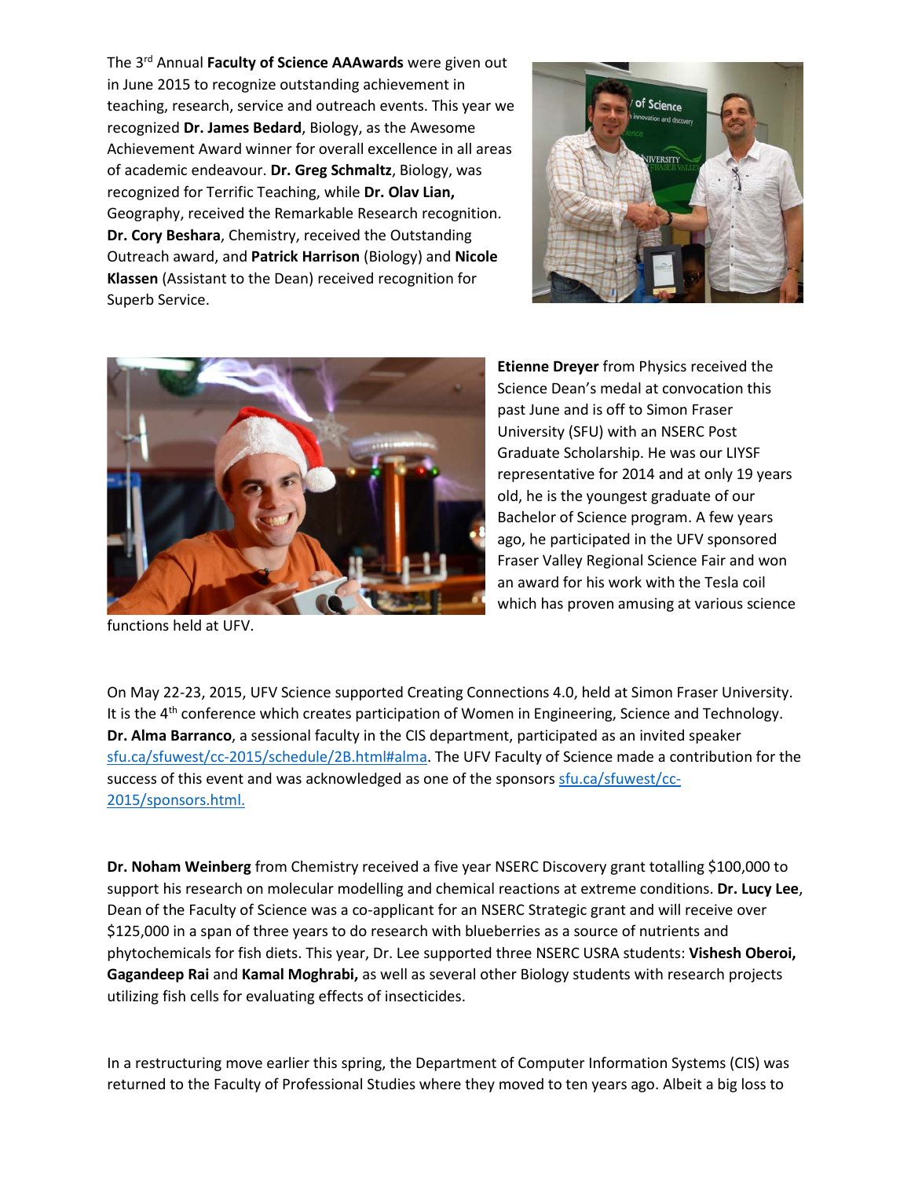The 3rd Annual **Faculty of Science AAAwards** were given out in June 2015 to recognize outstanding achievement in teaching, research, service and outreach events. This year we recognized **Dr. James Bedard**, Biology, as the Awesome Achievement Award winner for overall excellence in all areas of academic endeavour. **Dr. Greg Schmaltz**, Biology, was recognized for Terrific Teaching, while **Dr. Olav Lian,** Geography, received the Remarkable Research recognition. **Dr. Cory Beshara**, Chemistry, received the Outstanding Outreach award, and **Patrick Harrison** (Biology) and **Nicole Klassen** (Assistant to the Dean) received recognition for Superb Service.

**Etienne Dreyer** from Physics received the Science Dean's medal at convocation this past June and is off to Simon Fraser University (SFU) with an NSERC Post Graduate Scholarship. He was our LIYSF representative for 2014 and at only 19 years old, he is the youngest graduate of our Bachelor of Science program. A few years ago, he participated in the UFV sponsored Fraser Valley Regional Science Fair and won an award for his work with the Tesla coil which has proven amusing at various science functions held at UFV.

On May 22-23, 2015, UFV Science supported Creating Connections 4.0, held at Simon Fraser University. It is the 4th conference which creates participation of Women in Engineering, Science and Technology. **Dr. Alma Barranco**, a sessional faculty in the CIS department, participated as an invited speaker sfu.ca/sfuwest/cc-2015/schedule/2B.html#alma. The UFV Faculty of Science made a contribution for the success of this event and was acknowledged as one of the sponsors sfu.ca/sfuwest/cc-2015/sponsors.html.

**Dr. Noham Weinberg** from Chemistry received a five year NSERC Discovery grant totalling $100,000 to support his research on molecular modelling and chemical reactions at extreme conditions. **Dr. Lucy Lee**, Dean of the Faculty of Science was a co-applicant for an NSERC Strategic grant and will receive over $125,000 in a span of three years to do research with blueberries as a source of nutrients and phytochemicals for fish diets. This year, Dr. Lee supported three NSERC USRA students: **Vishesh Oberoi, Gagandeep Rai** and **Kamal Moghrabi,** as well as several other Biology students with research projects utilizing fish cells for evaluating effects of insecticides.

In a restructuring move earlier this spring, the Department of Computer Information Systems (CIS) was returned to the Faculty of Professional Studies where they moved to ten years ago. Albeit a big loss to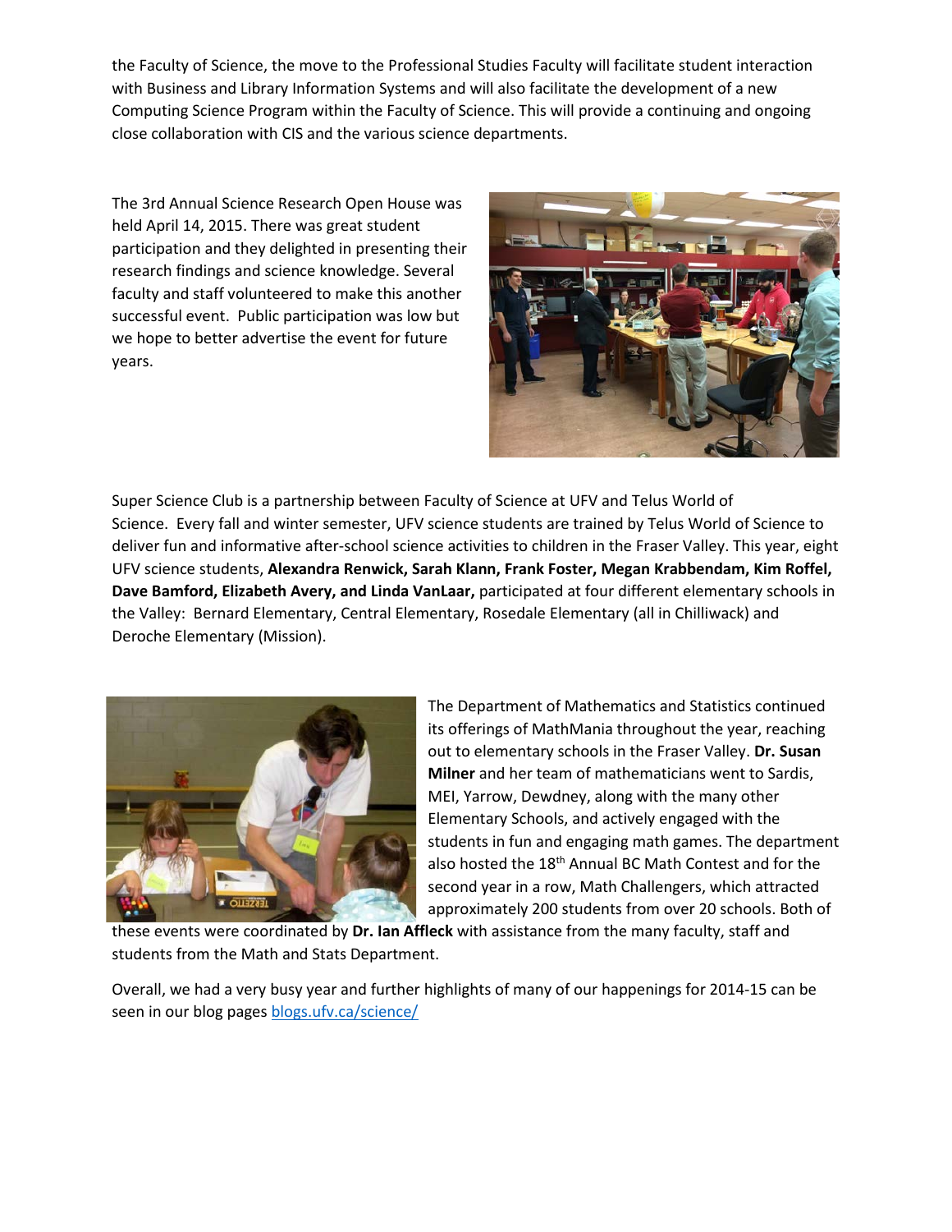the Faculty of Science, the move to the Professional Studies Faculty will facilitate student interaction with Business and Library Information Systems and will also facilitate the development of a new Computing Science Program within the Faculty of Science. This will provide a continuing and ongoing close collaboration with CIS and the various science departments.

The 3rd Annual Science Research Open House was held April 14, 2015. There was great student participation and they delighted in presenting their research findings and science knowledge. Several faculty and staff volunteered to make this another successful event. Public participation was low but we hope to better advertise the event for future years.

Super Science Club is a partnership between Faculty of Science at UFV and Telus World of Science. Every fall and winter semester, UFV science students are trained by Telus World of Science to deliver fun and informative after-school science activities to children in the Fraser Valley. This year, eight UFV science students, **Alexandra Renwick, Sarah Klann, Frank Foster, Megan Krabbendam, Kim Roffel, Dave Bamford, Elizabeth Avery, and Linda VanLaar,** participated at four different elementary schools in the Valley: Bernard Elementary, Central Elementary, Rosedale Elementary (all in Chilliwack) and Deroche Elementary (Mission).

The Department of Mathematics and Statistics continued its offerings of MathMania throughout the year, reaching out to elementary schools in the Fraser Valley. **Dr. Susan Milner** and her team of mathematicians went to Sardis, MEI, Yarrow, Dewdney, along with the many other Elementary Schools, and actively engaged with the students in fun and engaging math games. The department also hosted the 18th Annual BC Math Contest and for the second year in a row, Math Challengers, which attracted approximately 200 students from over 20 schools. Both of these events were coordinated by **Dr. Ian Affleck** with assistance from the many faculty, staff and students from the Math and Stats Department.

Overall, we had a very busy year and further highlights of many of our happenings for 2014-15 can be seen in our blog pages [blogs.ufv.ca/science/](blogs.ufv.ca/science/)